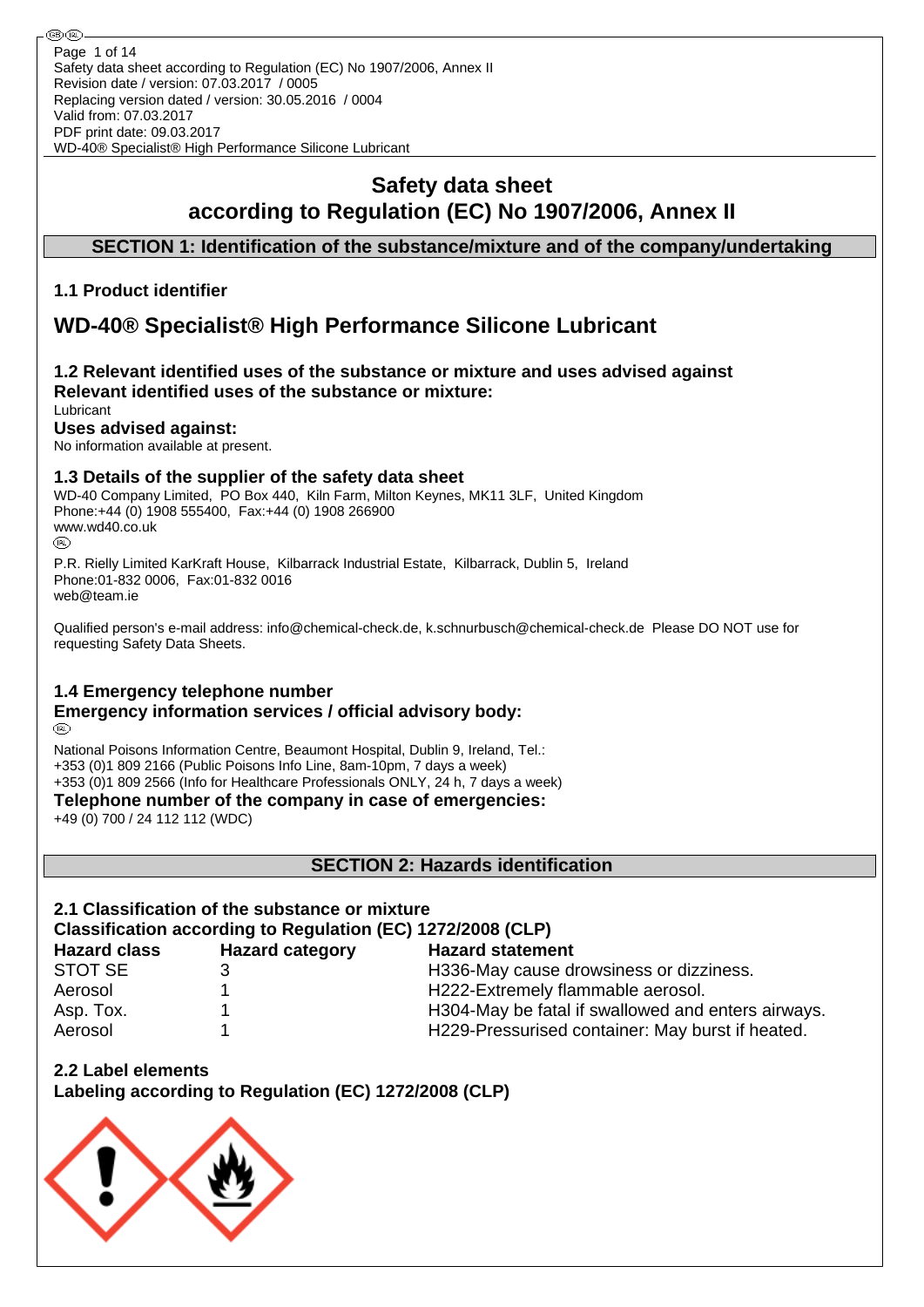# Safety data sheet
# according to Regulation (EC) No 1907/2006, Annex II

## SECTION 1: Identification of the substance/mixture and of the company/undertaking

### 1.1 Product identifier

# WD-40® Specialist® High Performance Silicone Lubricant

### 1.2 Relevant identified uses of the substance or mixture and uses advised against

**Relevant identified uses of the substance or mixture:**

Lubricant

**Uses advised against:**

No information available at present.

### 1.3 Details of the supplier of the safety data sheet

WD-40 Company Limited, PO Box 440, Kiln Farm, Milton Keynes, MK11 3LF, United Kingdom
Phone:+44 (0) 1908 555400, Fax:+44 (0) 1908 266900
www.wd40.co.uk

(IRL)

P.R. Rielly Limited KarKraft House, Kilbarrack Industrial Estate, Kilbarrack, Dublin 5, Ireland
Phone:01-832 0006, Fax:01-832 0016
web@team.ie

Qualified person's e-mail address: info@chemical-check.de, k.schnurbusch@chemical-check.de Please DO NOT use for requesting Safety Data Sheets.

### 1.4 Emergency telephone number

**Emergency information services / official advisory body:**

(IRL)

National Poisons Information Centre, Beaumont Hospital, Dublin 9, Ireland, Tel.:
+353 (0)1 809 2166 (Public Poisons Info Line, 8am-10pm, 7 days a week)
+353 (0)1 809 2566 (Info for Healthcare Professionals ONLY, 24 h, 7 days a week)

**Telephone number of the company in case of emergencies:**

+49 (0) 700 / 24 112 112 (WDC)

## SECTION 2: Hazards identification

### 2.1 Classification of the substance or mixture

**Classification according to Regulation (EC) 1272/2008 (CLP)**

| Hazard class | Hazard category | Hazard statement |
|---|---|---|
| STOT SE | 3 | H336-May cause drowsiness or dizziness. |
| Aerosol | 1 | H222-Extremely flammable aerosol. |
| Asp. Tox. | 1 | H304-May be fatal if swallowed and enters airways. |
| Aerosol | 1 | H229-Pressurised container: May burst if heated. |

### 2.2 Label elements

**Labeling according to Regulation (EC) 1272/2008 (CLP)**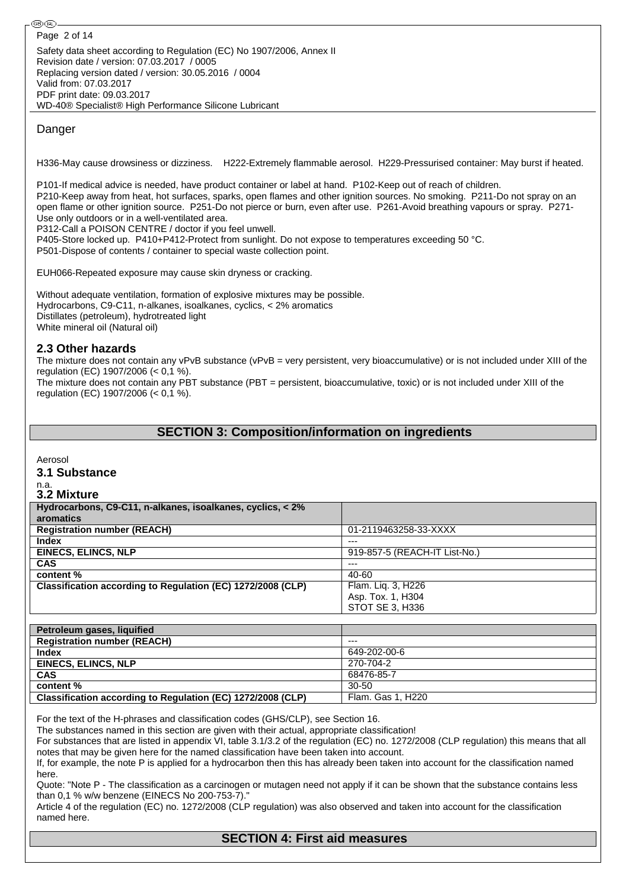Danger

H336-May cause drowsiness or dizziness. H222-Extremely flammable aerosol. H229-Pressurised container: May burst if heated.

P101-If medical advice is needed, have product container or label at hand. P102-Keep out of reach of children.
P210-Keep away from heat, hot surfaces, sparks, open flames and other ignition sources. No smoking. P211-Do not spray on an open flame or other ignition source. P251-Do not pierce or burn, even after use. P261-Avoid breathing vapours or spray. P271-Use only outdoors or in a well-ventilated area.
P312-Call a POISON CENTRE / doctor if you feel unwell.
P405-Store locked up. P410+P412-Protect from sunlight. Do not expose to temperatures exceeding 50 °C.
P501-Dispose of contents / container to special waste collection point.

EUH066-Repeated exposure may cause skin dryness or cracking.

Without adequate ventilation, formation of explosive mixtures may be possible.
Hydrocarbons, C9-C11, n-alkanes, isoalkanes, cyclics, < 2% aromatics
Distillates (petroleum), hydrotreated light
White mineral oil (Natural oil)

### 2.3 Other hazards

The mixture does not contain any vPvB substance (vPvB = very persistent, very bioaccumulative) or is not included under XIII of the regulation (EC) 1907/2006 (< 0,1 %).
The mixture does not contain any PBT substance (PBT = persistent, bioaccumulative, toxic) or is not included under XIII of the regulation (EC) 1907/2006 (< 0,1 %).

## SECTION 3: Composition/information on ingredients

Aerosol

### 3.1 Substance

n.a.

### 3.2 Mixture

| Hydrocarbons, C9-C11, n-alkanes, isoalkanes, cyclics, < 2% aromatics | |
|---|---|
| **Registration number (REACH)** | 01-2119463258-33-XXXX |
| **Index** | --- |
| **EINECS, ELINCS, NLP** | 919-857-5 (REACH-IT List-No.) |
| **CAS** | --- |
| **content %** | 40-60 |
| **Classification according to Regulation (EC) 1272/2008 (CLP)** | Flam. Liq. 3, H226<br>Asp. Tox. 1, H304<br>STOT SE 3, H336 |

| Petroleum gases, liquified | |
|---|---|
| **Registration number (REACH)** | --- |
| **Index** | 649-202-00-6 |
| **EINECS, ELINCS, NLP** | 270-704-2 |
| **CAS** | 68476-85-7 |
| **content %** | 30-50 |
| **Classification according to Regulation (EC) 1272/2008 (CLP)** | Flam. Gas 1, H220 |

For the text of the H-phrases and classification codes (GHS/CLP), see Section 16.
The substances named in this section are given with their actual, appropriate classification!
For substances that are listed in appendix VI, table 3.1/3.2 of the regulation (EC) no. 1272/2008 (CLP regulation) this means that all notes that may be given here for the named classification have been taken into account.
If, for example, the note P is applied for a hydrocarbon then this has already been taken into account for the classification named here.
Quote: "Note P - The classification as a carcinogen or mutagen need not apply if it can be shown that the substance contains less than 0,1 % w/w benzene (EINECS No 200-753-7)."
Article 4 of the regulation (EC) no. 1272/2008 (CLP regulation) was also observed and taken into account for the classification named here.

## SECTION 4: First aid measures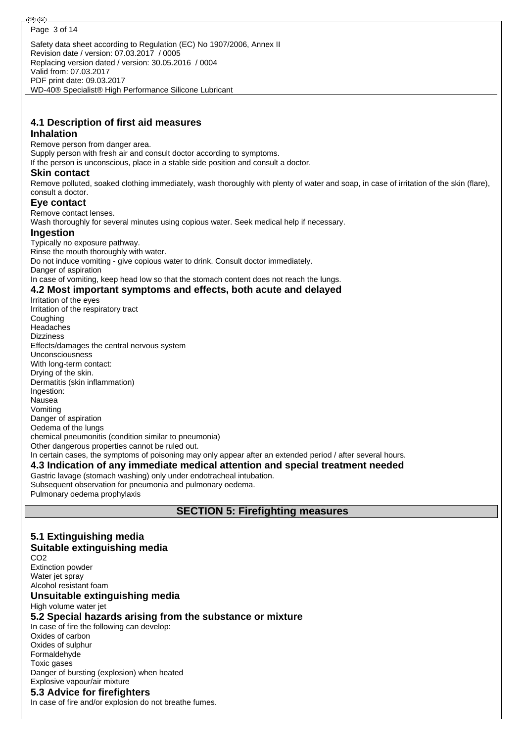### 4.1 Description of first aid measures

#### Inhalation

Remove person from danger area.
Supply person with fresh air and consult doctor according to symptoms.
If the person is unconscious, place in a stable side position and consult a doctor.

#### Skin contact

Remove polluted, soaked clothing immediately, wash thoroughly with plenty of water and soap, in case of irritation of the skin (flare), consult a doctor.

#### Eye contact

Remove contact lenses.
Wash thoroughly for several minutes using copious water. Seek medical help if necessary.

#### Ingestion

Typically no exposure pathway.
Rinse the mouth thoroughly with water.
Do not induce vomiting - give copious water to drink. Consult doctor immediately.
Danger of aspiration
In case of vomiting, keep head low so that the stomach content does not reach the lungs.

### 4.2 Most important symptoms and effects, both acute and delayed

Irritation of the eyes
Irritation of the respiratory tract
Coughing
Headaches
Dizziness
Effects/damages the central nervous system
Unconsciousness
With long-term contact:
Drying of the skin.
Dermatitis (skin inflammation)
Ingestion:
Nausea
Vomiting
Danger of aspiration
Oedema of the lungs
chemical pneumonitis (condition similar to pneumonia)
Other dangerous properties cannot be ruled out.
In certain cases, the symptoms of poisoning may only appear after an extended period / after several hours.

### 4.3 Indication of any immediate medical attention and special treatment needed

Gastric lavage (stomach washing) only under endotracheal intubation.
Subsequent observation for pneumonia and pulmonary oedema.
Pulmonary oedema prophylaxis

## SECTION 5: Firefighting measures

### 5.1 Extinguishing media

#### Suitable extinguishing media

$CO_2$
Extinction powder
Water jet spray
Alcohol resistant foam

#### Unsuitable extinguishing media

High volume water jet

### 5.2 Special hazards arising from the substance or mixture

In case of fire the following can develop:
Oxides of carbon
Oxides of sulphur
Formaldehyde
Toxic gases
Danger of bursting (explosion) when heated
Explosive vapour/air mixture

### 5.3 Advice for firefighters

In case of fire and/or explosion do not breathe fumes.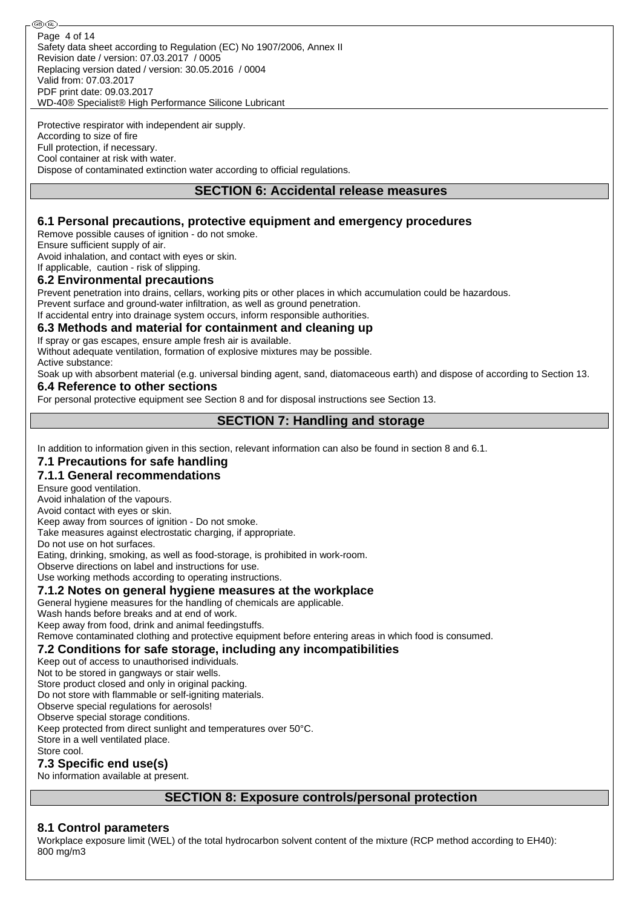Protective respirator with independent air supply.
According to size of fire
Full protection, if necessary.
Cool container at risk with water.
Dispose of contaminated extinction water according to official regulations.

## SECTION 6: Accidental release measures

### 6.1 Personal precautions, protective equipment and emergency procedures

Remove possible causes of ignition - do not smoke.
Ensure sufficient supply of air.
Avoid inhalation, and contact with eyes or skin.
If applicable, caution - risk of slipping.

### 6.2 Environmental precautions

Prevent penetration into drains, cellars, working pits or other places in which accumulation could be hazardous.
Prevent surface and ground-water infiltration, as well as ground penetration.
If accidental entry into drainage system occurs, inform responsible authorities.

### 6.3 Methods and material for containment and cleaning up

If spray or gas escapes, ensure ample fresh air is available.
Without adequate ventilation, formation of explosive mixtures may be possible.
Active substance:
Soak up with absorbent material (e.g. universal binding agent, sand, diatomaceous earth) and dispose of according to Section 13.

### 6.4 Reference to other sections

For personal protective equipment see Section 8 and for disposal instructions see Section 13.

## SECTION 7: Handling and storage

In addition to information given in this section, relevant information can also be found in section 8 and 6.1.

### 7.1 Precautions for safe handling

### 7.1.1 General recommendations

Ensure good ventilation.
Avoid inhalation of the vapours.
Avoid contact with eyes or skin.
Keep away from sources of ignition - Do not smoke.
Take measures against electrostatic charging, if appropriate.
Do not use on hot surfaces.
Eating, drinking, smoking, as well as food-storage, is prohibited in work-room.
Observe directions on label and instructions for use.
Use working methods according to operating instructions.

### 7.1.2 Notes on general hygiene measures at the workplace

General hygiene measures for the handling of chemicals are applicable.
Wash hands before breaks and at end of work.
Keep away from food, drink and animal feedingstuffs.
Remove contaminated clothing and protective equipment before entering areas in which food is consumed.

### 7.2 Conditions for safe storage, including any incompatibilities

Keep out of access to unauthorised individuals.
Not to be stored in gangways or stair wells.
Store product closed and only in original packing.
Do not store with flammable or self-igniting materials.
Observe special regulations for aerosols!
Observe special storage conditions.
Keep protected from direct sunlight and temperatures over 50°C.
Store in a well ventilated place.
Store cool.

### 7.3 Specific end use(s)

No information available at present.

## SECTION 8: Exposure controls/personal protection

### 8.1 Control parameters

Workplace exposure limit (WEL) of the total hydrocarbon solvent content of the mixture (RCP method according to EH40): 800 mg/m3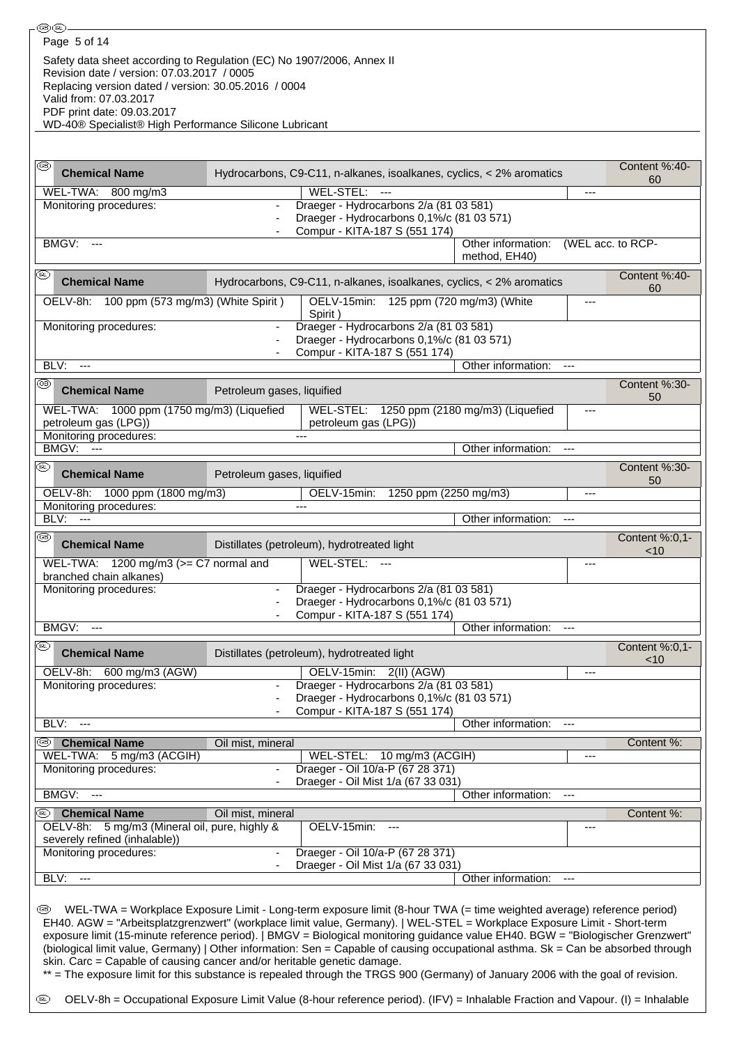| GB Chemical Name | Hydrocarbons, C9-C11, n-alkanes, isoalkanes, cyclics, < 2% aromatics | | Content %:40-60 |
|---|---|---|---|
| WEL-TWA: 800 mg/m3 | WEL-STEL: --- | --- | |
| Monitoring procedures: | - Draeger - Hydrocarbons 2/a (81 03 581)<br>- Draeger - Hydrocarbons 0,1%/c (81 03 571)<br>- Compur - KITA-187 S (551 174) | | |
| BMGV: --- | | Other information: | (WEL acc. to RCP-method, EH40) |

| IRL Chemical Name | Hydrocarbons, C9-C11, n-alkanes, isoalkanes, cyclics, < 2% aromatics | | Content %:40-60 |
|---|---|---|---|
| OELV-8h: 100 ppm (573 mg/m3) (White Spirit ) | OELV-15min: 125 ppm (720 mg/m3) (White Spirit ) | --- | |
| Monitoring procedures: | - Draeger - Hydrocarbons 2/a (81 03 581)<br>- Draeger - Hydrocarbons 0,1%/c (81 03 571)<br>- Compur - KITA-187 S (551 174) | | |
| BLV: --- | | Other information: | --- |

| GB Chemical Name | Petroleum gases, liquified | | Content %:30-50 |
|---|---|---|---|
| WEL-TWA: 1000 ppm (1750 mg/m3) (Liquefied petroleum gas (LPG)) | WEL-STEL: 1250 ppm (2180 mg/m3) (Liquefied petroleum gas (LPG)) | --- | |
| Monitoring procedures: | --- | | |
| BMGV: --- | | Other information: | --- |

| IRL Chemical Name | Petroleum gases, liquified | | Content %:30-50 |
|---|---|---|---|
| OELV-8h: 1000 ppm (1800 mg/m3) | OELV-15min: 1250 ppm (2250 mg/m3) | --- | |
| Monitoring procedures: | --- | | |
| BLV: --- | | Other information: | --- |

| GB Chemical Name | Distillates (petroleum), hydrotreated light | | Content %:0,1-<10 |
|---|---|---|---|
| WEL-TWA: 1200 mg/m3 (>= C7 normal and branched chain alkanes) | WEL-STEL: --- | --- | |
| Monitoring procedures: | - Draeger - Hydrocarbons 2/a (81 03 581)<br>- Draeger - Hydrocarbons 0,1%/c (81 03 571)<br>- Compur - KITA-187 S (551 174) | | |
| BMGV: --- | | Other information: | --- |

| IRL Chemical Name | Distillates (petroleum), hydrotreated light | | Content %:0,1-<10 |
|---|---|---|---|
| OELV-8h: 600 mg/m3 (AGW) | OELV-15min: 2(II) (AGW) | --- | |
| Monitoring procedures: | - Draeger - Hydrocarbons 2/a (81 03 581)<br>- Draeger - Hydrocarbons 0,1%/c (81 03 571)<br>- Compur - KITA-187 S (551 174) | | |
| BLV: --- | | Other information: | --- |

| GB Chemical Name | Oil mist, mineral | | Content %: |
|---|---|---|---|
| WEL-TWA: 5 mg/m3 (ACGIH) | WEL-STEL: 10 mg/m3 (ACGIH) | --- | |
| Monitoring procedures: | - Draeger - Oil 10/a-P (67 28 371)<br>- Draeger - Oil Mist 1/a (67 33 031) | | |
| BMGV: --- | | Other information: | --- |

| IRL Chemical Name | Oil mist, mineral | | Content %: |
|---|---|---|---|
| OELV-8h: 5 mg/m3 (Mineral oil, pure, highly & severely refined (inhalable)) | OELV-15min: --- | --- | |
| Monitoring procedures: | - Draeger - Oil 10/a-P (67 28 371)<br>- Draeger - Oil Mist 1/a (67 33 031) | | |
| BLV: --- | | Other information: | --- |

GB WEL-TWA = Workplace Exposure Limit - Long-term exposure limit (8-hour TWA (= time weighted average) reference period) EH40. AGW = "Arbeitsplatzgrenzwert" (workplace limit value, Germany). | WEL-STEL = Workplace Exposure Limit - Short-term exposure limit (15-minute reference period). | BMGV = Biological monitoring guidance value EH40. BGW = "Biologischer Grenzwert" (biological limit value, Germany) | Other information: Sen = Capable of causing occupational asthma. Sk = Can be absorbed through skin. Carc = Capable of causing cancer and/or heritable genetic damage.
** = The exposure limit for this substance is repealed through the TRGS 900 (Germany) of January 2006 with the goal of revision.

IRL OELV-8h = Occupational Exposure Limit Value (8-hour reference period). (IFV) = Inhalable Fraction and Vapour. (I) = Inhalable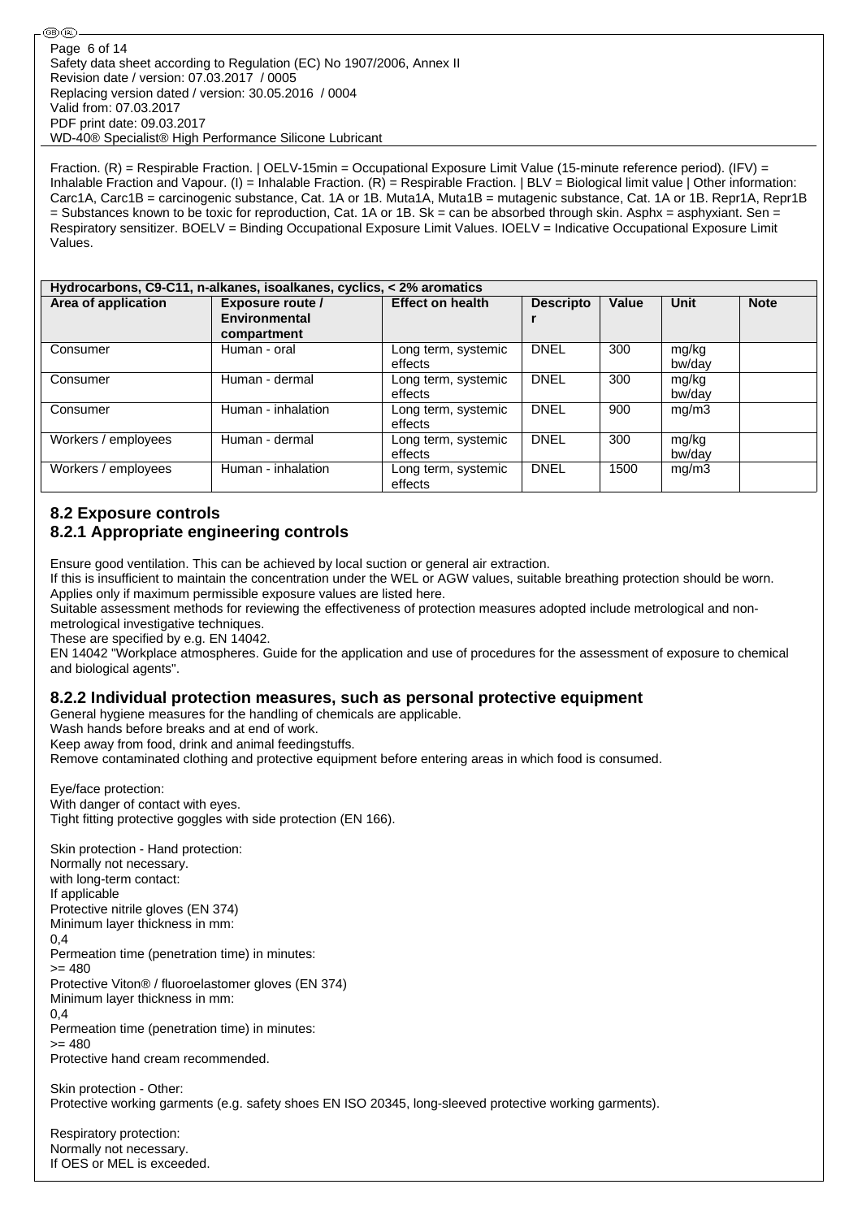Fraction. (R) = Respirable Fraction. | OELV-15min = Occupational Exposure Limit Value (15-minute reference period). (IFV) = Inhalable Fraction and Vapour. (I) = Inhalable Fraction. (R) = Respirable Fraction. | BLV = Biological limit value | Other information: Carc1A, Carc1B = carcinogenic substance, Cat. 1A or 1B. Muta1A, Muta1B = mutagenic substance, Cat. 1A or 1B. Repr1A, Repr1B = Substances known to be toxic for reproduction, Cat. 1A or 1B. Sk = can be absorbed through skin. Asphx = asphyxiant. Sen = Respiratory sensitizer. BOELV = Binding Occupational Exposure Limit Values. IOELV = Indicative Occupational Exposure Limit Values.

| **Hydrocarbons, C9-C11, n-alkanes, isoalkanes, cyclics, < 2% aromatics** | | | | | | |
|---|---|---|---|---|---|---|
| **Area of application** | **Exposure route / Environmental compartment** | **Effect on health** | **Descriptor** | **Value** | **Unit** | **Note** |
| Consumer | Human - oral | Long term, systemic effects | DNEL | 300 | mg/kg bw/day | |
| Consumer | Human - dermal | Long term, systemic effects | DNEL | 300 | mg/kg bw/day | |
| Consumer | Human - inhalation | Long term, systemic effects | DNEL | 900 | mg/m3 | |
| Workers / employees | Human - dermal | Long term, systemic effects | DNEL | 300 | mg/kg bw/day | |
| Workers / employees | Human - inhalation | Long term, systemic effects | DNEL | 1500 | mg/m3 | |

## 8.2 Exposure controls

### 8.2.1 Appropriate engineering controls

Ensure good ventilation. This can be achieved by local suction or general air extraction.
If this is insufficient to maintain the concentration under the WEL or AGW values, suitable breathing protection should be worn.
Applies only if maximum permissible exposure values are listed here.
Suitable assessment methods for reviewing the effectiveness of protection measures adopted include metrological and non-metrological investigative techniques.
These are specified by e.g. EN 14042.
EN 14042 "Workplace atmospheres. Guide for the application and use of procedures for the assessment of exposure to chemical and biological agents".

### 8.2.2 Individual protection measures, such as personal protective equipment

General hygiene measures for the handling of chemicals are applicable.
Wash hands before breaks and at end of work.
Keep away from food, drink and animal feedingstuffs.
Remove contaminated clothing and protective equipment before entering areas in which food is consumed.

Eye/face protection:
With danger of contact with eyes.
Tight fitting protective goggles with side protection (EN 166).

Skin protection - Hand protection:
Normally not necessary.
with long-term contact:
If applicable
Protective nitrile gloves (EN 374)
Minimum layer thickness in mm:
0,4
Permeation time (penetration time) in minutes:
>= 480
Protective Viton® / fluoroelastomer gloves (EN 374)
Minimum layer thickness in mm:
0,4
Permeation time (penetration time) in minutes:
>= 480
Protective hand cream recommended.

Skin protection - Other:
Protective working garments (e.g. safety shoes EN ISO 20345, long-sleeved protective working garments).

Respiratory protection:
Normally not necessary.
If OES or MEL is exceeded.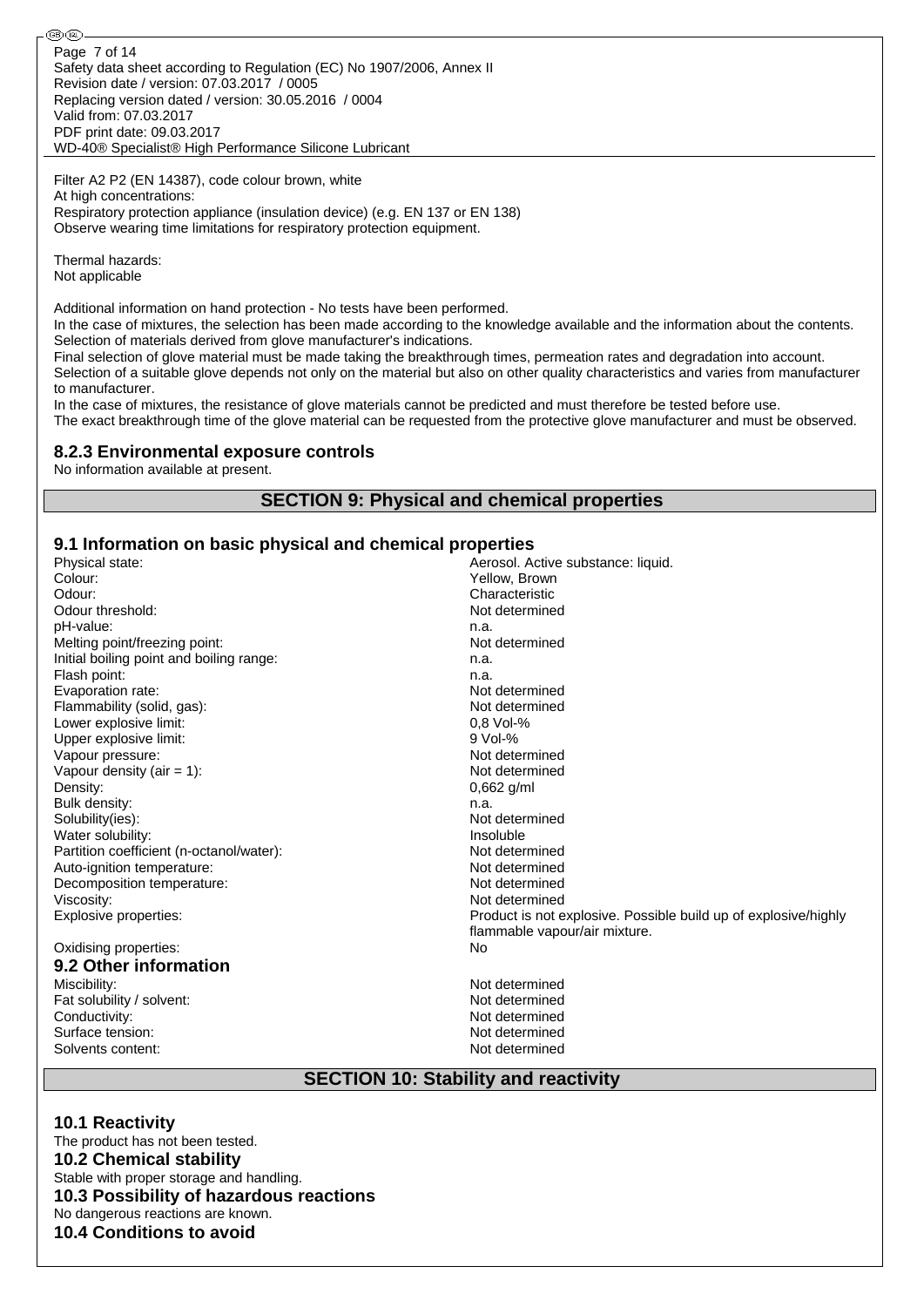Filter A2 P2 (EN 14387), code colour brown, white
At high concentrations:
Respiratory protection appliance (insulation device) (e.g. EN 137 or EN 138)
Observe wearing time limitations for respiratory protection equipment.

Thermal hazards:
Not applicable

Additional information on hand protection - No tests have been performed.
In the case of mixtures, the selection has been made according to the knowledge available and the information about the contents.
Selection of materials derived from glove manufacturer's indications.
Final selection of glove material must be made taking the breakthrough times, permeation rates and degradation into account.
Selection of a suitable glove depends not only on the material but also on other quality characteristics and varies from manufacturer to manufacturer.
In the case of mixtures, the resistance of glove materials cannot be predicted and must therefore be tested before use.
The exact breakthrough time of the glove material can be requested from the protective glove manufacturer and must be observed.

### 8.2.3 Environmental exposure controls

No information available at present.

## SECTION 9: Physical and chemical properties

### 9.1 Information on basic physical and chemical properties

| | |
|---|---|
| Physical state: | Aerosol. Active substance: liquid. |
| Colour: | Yellow, Brown |
| Odour: | Characteristic |
| Odour threshold: | Not determined |
| pH-value: | n.a. |
| Melting point/freezing point: | Not determined |
| Initial boiling point and boiling range: | n.a. |
| Flash point: | n.a. |
| Evaporation rate: | Not determined |
| Flammability (solid, gas): | Not determined |
| Lower explosive limit: | 0,8 Vol-% |
| Upper explosive limit: | 9 Vol-% |
| Vapour pressure: | Not determined |
| Vapour density (air = 1): | Not determined |
| Density: | 0,662 g/ml |
| Bulk density: | n.a. |
| Solubility(ies): | Not determined |
| Water solubility: | Insoluble |
| Partition coefficient (n-octanol/water): | Not determined |
| Auto-ignition temperature: | Not determined |
| Decomposition temperature: | Not determined |
| Viscosity: | Not determined |
| Explosive properties: | Product is not explosive. Possible build up of explosive/highly flammable vapour/air mixture. |
| Oxidising properties: | No |

### 9.2 Other information

| | |
|---|---|
| Miscibility: | Not determined |
| Fat solubility / solvent: | Not determined |
| Conductivity: | Not determined |
| Surface tension: | Not determined |
| Solvents content: | Not determined |

## SECTION 10: Stability and reactivity

### 10.1 Reactivity

The product has not been tested.

### 10.2 Chemical stability

Stable with proper storage and handling.

### 10.3 Possibility of hazardous reactions

No dangerous reactions are known.

### 10.4 Conditions to avoid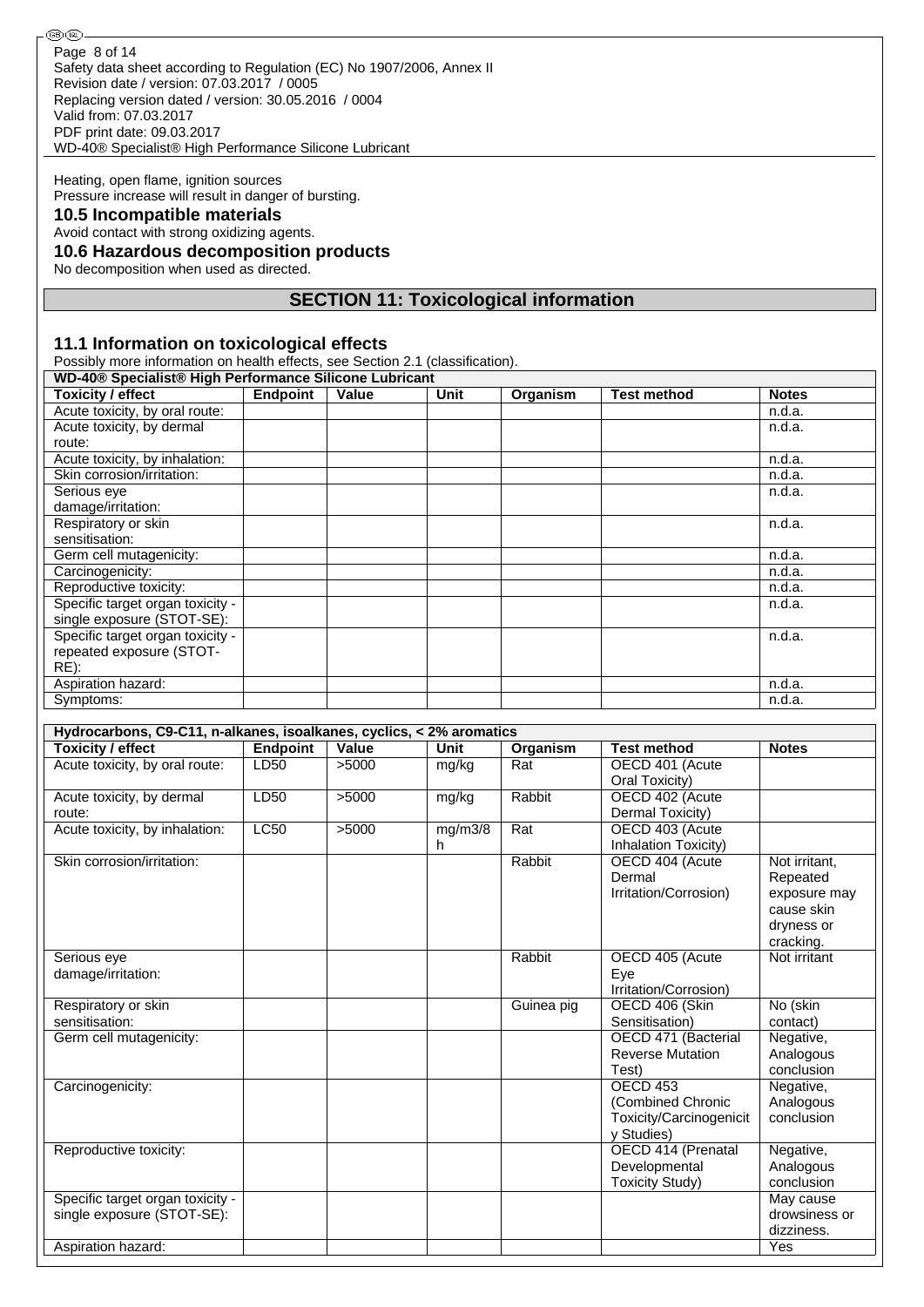Heating, open flame, ignition sources
Pressure increase will result in danger of bursting.

### 10.5 Incompatible materials

Avoid contact with strong oxidizing agents.

### 10.6 Hazardous decomposition products

No decomposition when used as directed.

## SECTION 11: Toxicological information

### 11.1 Information on toxicological effects

Possibly more information on health effects, see Section 2.1 (classification).

| WD-40® Specialist® High Performance Silicone Lubricant | | | | | | |
|---|---|---|---|---|---|---|
| **Toxicity / effect** | **Endpoint** | **Value** | **Unit** | **Organism** | **Test method** | **Notes** |
| Acute toxicity, by oral route: | | | | | | n.d.a. |
| Acute toxicity, by dermal route: | | | | | | n.d.a. |
| Acute toxicity, by inhalation: | | | | | | n.d.a. |
| Skin corrosion/irritation: | | | | | | n.d.a. |
| Serious eye damage/irritation: | | | | | | n.d.a. |
| Respiratory or skin sensitisation: | | | | | | n.d.a. |
| Germ cell mutagenicity: | | | | | | n.d.a. |
| Carcinogenicity: | | | | | | n.d.a. |
| Reproductive toxicity: | | | | | | n.d.a. |
| Specific target organ toxicity - single exposure (STOT-SE): | | | | | | n.d.a. |
| Specific target organ toxicity - repeated exposure (STOT-RE): | | | | | | n.d.a. |
| Aspiration hazard: | | | | | | n.d.a. |
| Symptoms: | | | | | | n.d.a. |

| Hydrocarbons, C9-C11, n-alkanes, isoalkanes, cyclics, < 2% aromatics | | | | | | |
|---|---|---|---|---|---|---|
| **Toxicity / effect** | **Endpoint** | **Value** | **Unit** | **Organism** | **Test method** | **Notes** |
| Acute toxicity, by oral route: | LD50 | >5000 | mg/kg | Rat | OECD 401 (Acute Oral Toxicity) | |
| Acute toxicity, by dermal route: | LD50 | >5000 | mg/kg | Rabbit | OECD 402 (Acute Dermal Toxicity) | |
| Acute toxicity, by inhalation: | LC50 | >5000 | mg/m3/8h | Rat | OECD 403 (Acute Inhalation Toxicity) | |
| Skin corrosion/irritation: | | | | Rabbit | OECD 404 (Acute Dermal Irritation/Corrosion) | Not irritant, Repeated exposure may cause skin dryness or cracking. |
| Serious eye damage/irritation: | | | | Rabbit | OECD 405 (Acute Eye Irritation/Corrosion) | Not irritant |
| Respiratory or skin sensitisation: | | | | Guinea pig | OECD 406 (Skin Sensitisation) | No (skin contact) |
| Germ cell mutagenicity: | | | | | OECD 471 (Bacterial Reverse Mutation Test) | Negative, Analogous conclusion |
| Carcinogenicity: | | | | | OECD 453 (Combined Chronic Toxicity/Carcinogenicity Studies) | Negative, Analogous conclusion |
| Reproductive toxicity: | | | | | OECD 414 (Prenatal Developmental Toxicity Study) | Negative, Analogous conclusion |
| Specific target organ toxicity - single exposure (STOT-SE): | | | | | | May cause drowsiness or dizziness. |
| Aspiration hazard: | | | | | | Yes |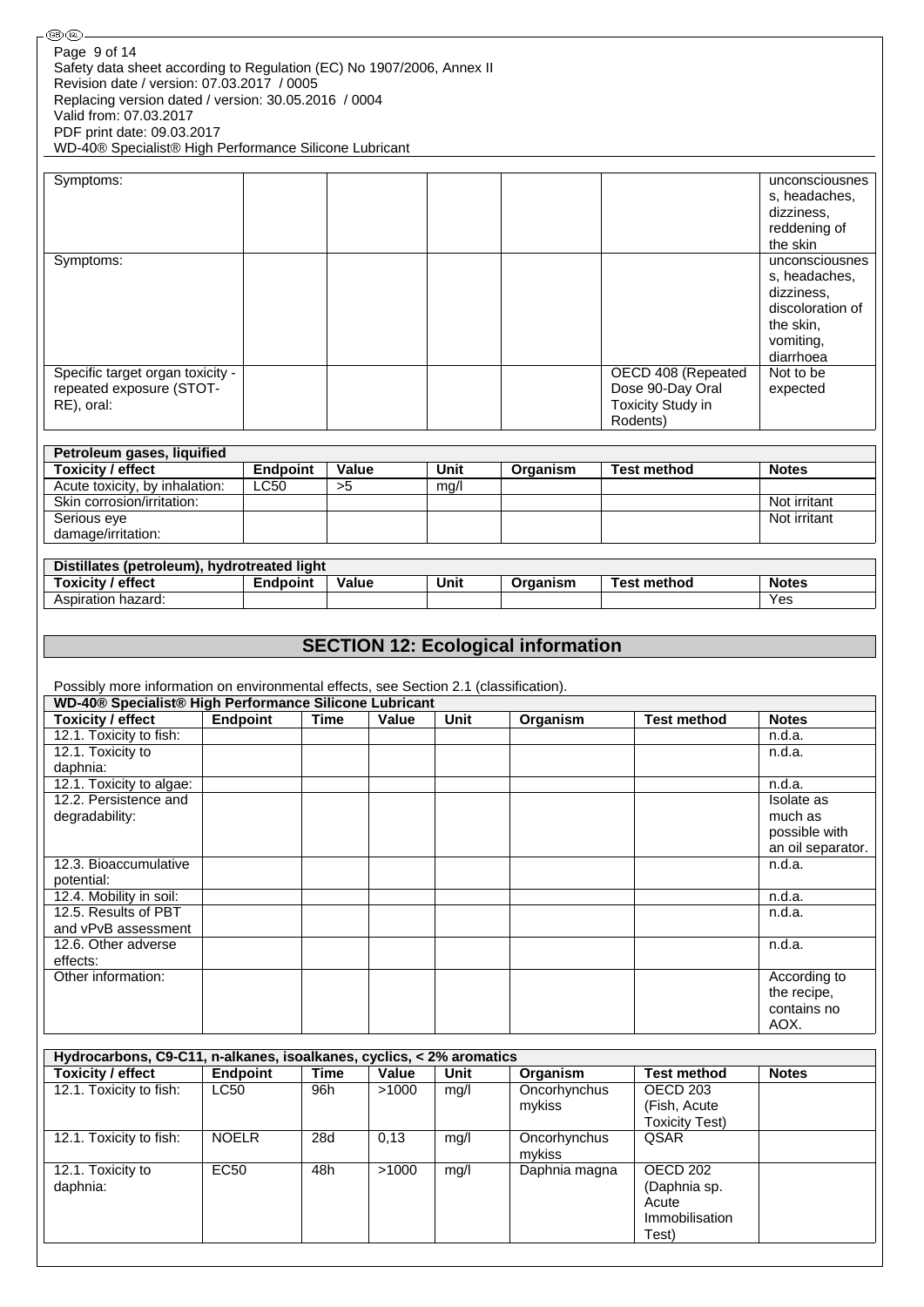| | | | | | | |
|---|---|---|---|---|---|---|
| Symptoms: | | | | | | unconsciousness, headaches, dizziness, reddening of the skin |
| Symptoms: | | | | | | unconsciousness, headaches, dizziness, discoloration of the skin, vomiting, diarrhoea |
| Specific target organ toxicity - repeated exposure (STOT-RE), oral: | | | | | OECD 408 (Repeated Dose 90-Day Oral Toxicity Study in Rodents) | Not to be expected |

| Petroleum gases, liquified | | | | | | |
|---|---|---|---|---|---|---|
| **Toxicity / effect** | **Endpoint** | **Value** | **Unit** | **Organism** | **Test method** | **Notes** |
| Acute toxicity, by inhalation: | LC50 | >5 | mg/l | | | |
| Skin corrosion/irritation: | | | | | | Not irritant |
| Serious eye damage/irritation: | | | | | | Not irritant |

| Distillates (petroleum), hydrotreated light | | | | | | |
|---|---|---|---|---|---|---|
| **Toxicity / effect** | **Endpoint** | **Value** | **Unit** | **Organism** | **Test method** | **Notes** |
| Aspiration hazard: | | | | | | Yes |

## SECTION 12: Ecological information

Possibly more information on environmental effects, see Section 2.1 (classification).

| WD-40® Specialist® High Performance Silicone Lubricant | | | | | | | |
|---|---|---|---|---|---|---|---|
| **Toxicity / effect** | **Endpoint** | **Time** | **Value** | **Unit** | **Organism** | **Test method** | **Notes** |
| 12.1. Toxicity to fish: | | | | | | | n.d.a. |
| 12.1. Toxicity to daphnia: | | | | | | | n.d.a. |
| 12.1. Toxicity to algae: | | | | | | | n.d.a. |
| 12.2. Persistence and degradability: | | | | | | | Isolate as much as possible with an oil separator. |
| 12.3. Bioaccumulative potential: | | | | | | | n.d.a. |
| 12.4. Mobility in soil: | | | | | | | n.d.a. |
| 12.5. Results of PBT and vPvB assessment | | | | | | | n.d.a. |
| 12.6. Other adverse effects: | | | | | | | n.d.a. |
| Other information: | | | | | | | According to the recipe, contains no AOX. |

| Hydrocarbons, C9-C11, n-alkanes, isoalkanes, cyclics, < 2% aromatics | | | | | | | |
|---|---|---|---|---|---|---|---|
| **Toxicity / effect** | **Endpoint** | **Time** | **Value** | **Unit** | **Organism** | **Test method** | **Notes** |
| 12.1. Toxicity to fish: | LC50 | 96h | >1000 | mg/l | Oncorhynchus mykiss | OECD 203 (Fish, Acute Toxicity Test) | |
| 12.1. Toxicity to fish: | NOELR | 28d | 0,13 | mg/l | Oncorhynchus mykiss | QSAR | |
| 12.1. Toxicity to daphnia: | EC50 | 48h | >1000 | mg/l | Daphnia magna | OECD 202 (Daphnia sp. Acute Immobilisation Test) | |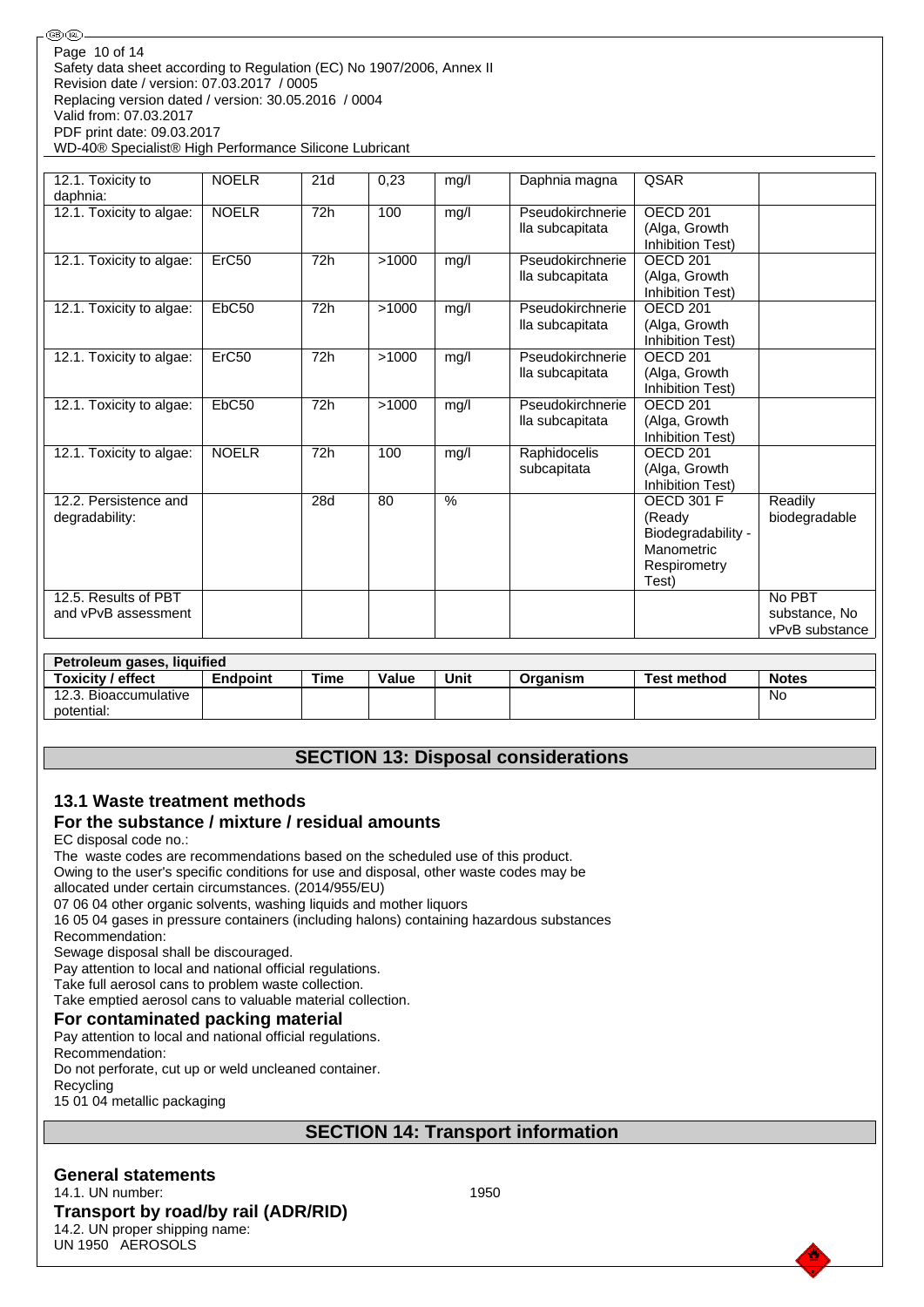| | | | | | | | |
|---|---|---|---|---|---|---|---|
| 12.1. Toxicity to daphnia: | NOELR | 21d | 0,23 | mg/l | Daphnia magna | QSAR | |
| 12.1. Toxicity to algae: | NOELR | 72h | 100 | mg/l | Pseudokirchneriella subcapitata | OECD 201 (Alga, Growth Inhibition Test) | |
| 12.1. Toxicity to algae: | ErC50 | 72h | >1000 | mg/l | Pseudokirchneriella subcapitata | OECD 201 (Alga, Growth Inhibition Test) | |
| 12.1. Toxicity to algae: | EbC50 | 72h | >1000 | mg/l | Pseudokirchneriella subcapitata | OECD 201 (Alga, Growth Inhibition Test) | |
| 12.1. Toxicity to algae: | ErC50 | 72h | >1000 | mg/l | Pseudokirchneriella subcapitata | OECD 201 (Alga, Growth Inhibition Test) | |
| 12.1. Toxicity to algae: | EbC50 | 72h | >1000 | mg/l | Pseudokirchneriella subcapitata | OECD 201 (Alga, Growth Inhibition Test) | |
| 12.1. Toxicity to algae: | NOELR | 72h | 100 | mg/l | Raphidocelis subcapitata | OECD 201 (Alga, Growth Inhibition Test) | |
| 12.2. Persistence and degradability: | | 28d | 80 | % | | OECD 301 F (Ready Biodegradability - Manometric Respirometry Test) | Readily biodegradable |
| 12.5. Results of PBT and vPvB assessment | | | | | | | No PBT substance, No vPvB substance |

| Petroleum gases, liquified | | | | | | | |
|---|---|---|---|---|---|---|---|
| **Toxicity / effect** | **Endpoint** | **Time** | **Value** | **Unit** | **Organism** | **Test method** | **Notes** |
| 12.3. Bioaccumulative potential: | | | | | | | No |

## SECTION 13: Disposal considerations

### 13.1 Waste treatment methods

### For the substance / mixture / residual amounts

EC disposal code no.:
The waste codes are recommendations based on the scheduled use of this product.
Owing to the user's specific conditions for use and disposal, other waste codes may be allocated under certain circumstances. (2014/955/EU)
07 06 04 other organic solvents, washing liquids and mother liquors
16 05 04 gases in pressure containers (including halons) containing hazardous substances
Recommendation:
Sewage disposal shall be discouraged.
Pay attention to local and national official regulations.
Take full aerosol cans to problem waste collection.
Take emptied aerosol cans to valuable material collection.

### For contaminated packing material

Pay attention to local and national official regulations.
Recommendation:
Do not perforate, cut up or weld uncleaned container.
Recycling
15 01 04 metallic packaging

## SECTION 14: Transport information

### General statements

14.1. UN number: 1950

### Transport by road/by rail (ADR/RID)

14.2. UN proper shipping name:
UN 1950 AEROSOLS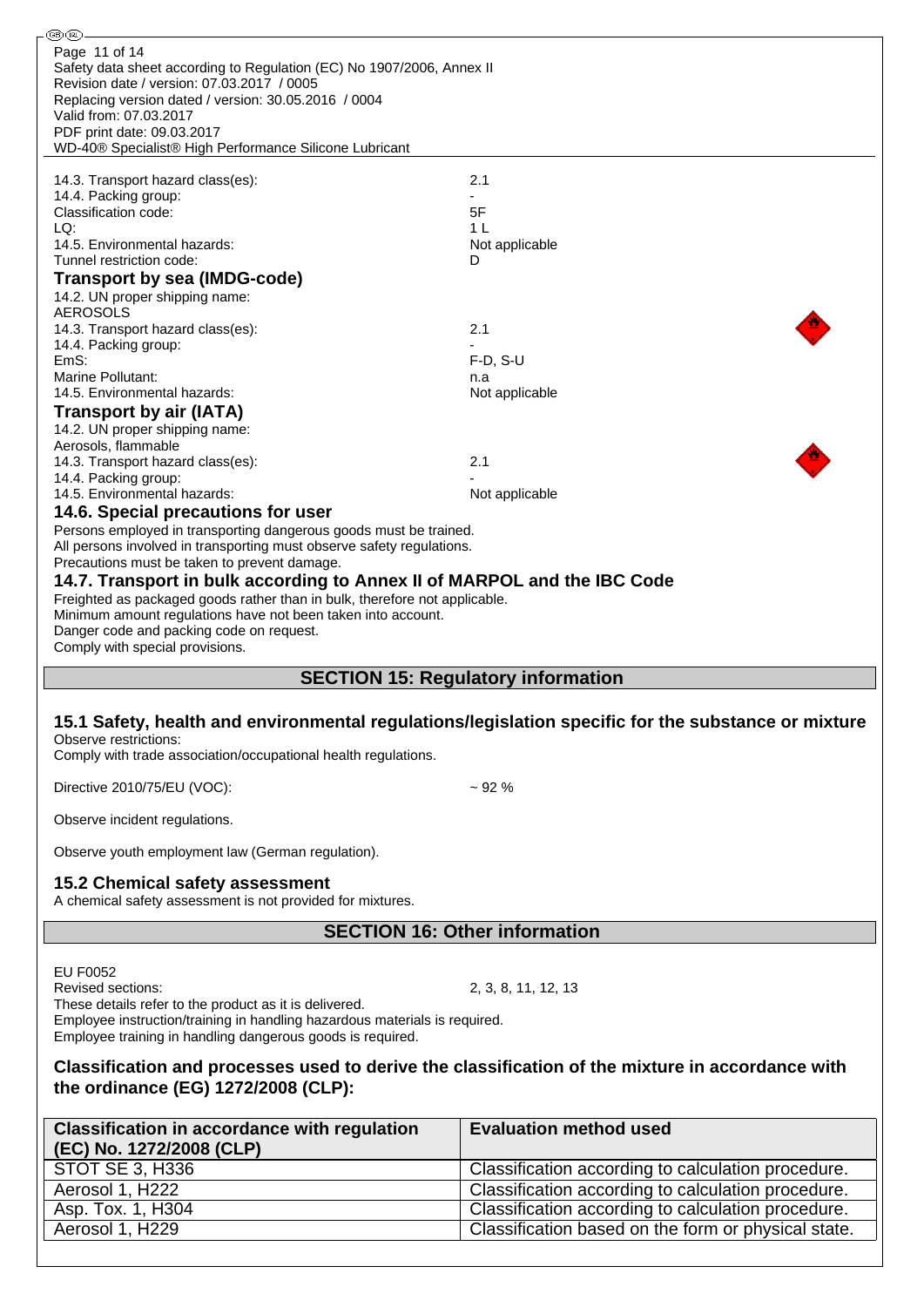| | |
|---|---|
| 14.3. Transport hazard class(es): | 2.1 |
| 14.4. Packing group: | - |
| Classification code: | 5F |
| LQ: | 1 L |
| 14.5. Environmental hazards: | Not applicable |
| Tunnel restriction code: | D |

## Transport by sea (IMDG-code)

14.2. UN proper shipping name:
AEROSOLS

| | |
|---|---|
| 14.3. Transport hazard class(es): | 2.1 |
| 14.4. Packing group: | - |
| EmS: | F-D, S-U |
| Marine Pollutant: | n.a |
| 14.5. Environmental hazards: | Not applicable |

## Transport by air (IATA)

14.2. UN proper shipping name:
Aerosols, flammable

| | |
|---|---|
| 14.3. Transport hazard class(es): | 2.1 |
| 14.4. Packing group: | - |
| 14.5. Environmental hazards: | Not applicable |

## 14.6. Special precautions for user

Persons employed in transporting dangerous goods must be trained.
All persons involved in transporting must observe safety regulations.
Precautions must be taken to prevent damage.

## 14.7. Transport in bulk according to Annex II of MARPOL and the IBC Code

Freighted as packaged goods rather than in bulk, therefore not applicable.
Minimum amount regulations have not been taken into account.
Danger code and packing code on request.
Comply with special provisions.

# SECTION 15: Regulatory information

## 15.1 Safety, health and environmental regulations/legislation specific for the substance or mixture

Observe restrictions:
Comply with trade association/occupational health regulations.

Directive 2010/75/EU (VOC): ~ 92 %

Observe incident regulations.

Observe youth employment law (German regulation).

## 15.2 Chemical safety assessment

A chemical safety assessment is not provided for mixtures.

# SECTION 16: Other information

EU F0052
Revised sections: 2, 3, 8, 11, 12, 13
These details refer to the product as it is delivered.
Employee instruction/training in handling hazardous materials is required.
Employee training in handling dangerous goods is required.

### Classification and processes used to derive the classification of the mixture in accordance with the ordinance (EG) 1272/2008 (CLP):

| Classification in accordance with regulation (EC) No. 1272/2008 (CLP) | Evaluation method used |
|---|---|
| STOT SE 3, H336 | Classification according to calculation procedure. |
| Aerosol 1, H222 | Classification according to calculation procedure. |
| Asp. Tox. 1, H304 | Classification according to calculation procedure. |
| Aerosol 1, H229 | Classification based on the form or physical state. |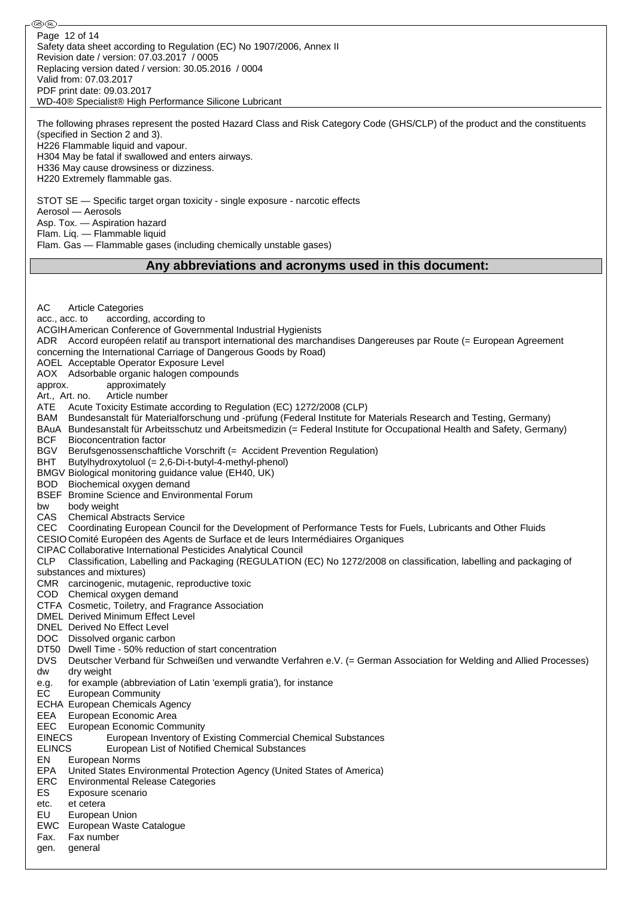The following phrases represent the posted Hazard Class and Risk Category Code (GHS/CLP) of the product and the constituents (specified in Section 2 and 3).
H226 Flammable liquid and vapour.
H304 May be fatal if swallowed and enters airways.
H336 May cause drowsiness or dizziness.
H220 Extremely flammable gas.

STOT SE — Specific target organ toxicity - single exposure - narcotic effects
Aerosol — Aerosols
Asp. Tox. — Aspiration hazard
Flam. Liq. — Flammable liquid
Flam. Gas — Flammable gases (including chemically unstable gases)

## Any abbreviations and acronyms used in this document:

AC Article Categories
acc., acc. to according, according to
ACGIH American Conference of Governmental Industrial Hygienists
ADR Accord européen relatif au transport international des marchandises Dangereuses par Route (= European Agreement concerning the International Carriage of Dangerous Goods by Road)
AOEL Acceptable Operator Exposure Level
AOX Adsorbable organic halogen compounds
approx. approximately
Art., Art. no. Article number
ATE Acute Toxicity Estimate according to Regulation (EC) 1272/2008 (CLP)
BAM Bundesanstalt für Materialforschung und -prüfung (Federal Institute for Materials Research and Testing, Germany)
BAuA Bundesanstalt für Arbeitsschutz und Arbeitsmedizin (= Federal Institute for Occupational Health and Safety, Germany)
BCF Bioconcentration factor
BGV Berufsgenossenschaftliche Vorschrift (= Accident Prevention Regulation)
BHT Butylhydroxytoluol (= 2,6-Di-t-butyl-4-methyl-phenol)
BMGV Biological monitoring guidance value (EH40, UK)
BOD Biochemical oxygen demand
BSEF Bromine Science and Environmental Forum
bw body weight
CAS Chemical Abstracts Service
CEC Coordinating European Council for the Development of Performance Tests for Fuels, Lubricants and Other Fluids
CESIO Comité Européen des Agents de Surface et de leurs Intermédiaires Organiques
CIPAC Collaborative International Pesticides Analytical Council
CLP Classification, Labelling and Packaging (REGULATION (EC) No 1272/2008 on classification, labelling and packaging of substances and mixtures)
CMR carcinogenic, mutagenic, reproductive toxic
COD Chemical oxygen demand
CTFA Cosmetic, Toiletry, and Fragrance Association
DMEL Derived Minimum Effect Level
DNEL Derived No Effect Level
DOC Dissolved organic carbon
DT50 Dwell Time - 50% reduction of start concentration
DVS Deutscher Verband für Schweißen und verwandte Verfahren e.V. (= German Association for Welding and Allied Processes)
dw dry weight
e.g. for example (abbreviation of Latin 'exempli gratia'), for instance
EC European Community
ECHA European Chemicals Agency
EEA European Economic Area
EEC European Economic Community
EINECS European Inventory of Existing Commercial Chemical Substances
ELINCS European List of Notified Chemical Substances
EN European Norms
EPA United States Environmental Protection Agency (United States of America)
ERC Environmental Release Categories
ES Exposure scenario
etc. et cetera
EU European Union
EWC European Waste Catalogue
Fax. Fax number
gen. general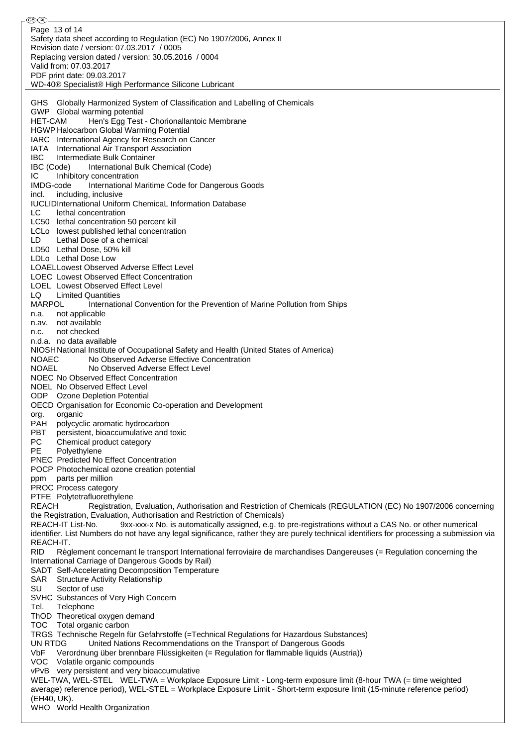GHS Globally Harmonized System of Classification and Labelling of Chemicals
GWP Global warming potential
HET-CAM Hen's Egg Test - Chorionallantoic Membrane
HGWP Halocarbon Global Warming Potential
IARC International Agency for Research on Cancer
IATA International Air Transport Association
IBC Intermediate Bulk Container
IBC (Code) International Bulk Chemical (Code)
IC Inhibitory concentration
IMDG-code International Maritime Code for Dangerous Goods
incl. including, inclusive
IUCLID International Uniform ChemicaL Information Database
LC lethal concentration
LC50 lethal concentration 50 percent kill
LCLo lowest published lethal concentration
LD Lethal Dose of a chemical
LD50 Lethal Dose, 50% kill
LDLo Lethal Dose Low
LOAEL Lowest Observed Adverse Effect Level
LOEC Lowest Observed Effect Concentration
LOEL Lowest Observed Effect Level
LQ Limited Quantities
MARPOL International Convention for the Prevention of Marine Pollution from Ships
n.a. not applicable
n.av. not available
n.c. not checked
n.d.a. no data available
NIOSH National Institute of Occupational Safety and Health (United States of America)
NOAEC No Observed Adverse Effective Concentration
NOAEL No Observed Adverse Effect Level
NOEC No Observed Effect Concentration
NOEL No Observed Effect Level
ODP Ozone Depletion Potential
OECD Organisation for Economic Co-operation and Development
org. organic
PAH polycyclic aromatic hydrocarbon
PBT persistent, bioaccumulative and toxic
PC Chemical product category
PE Polyethylene
PNEC Predicted No Effect Concentration
POCP Photochemical ozone creation potential
ppm parts per million
PROC Process category
PTFE Polytetrafluorethylene
REACH Registration, Evaluation, Authorisation and Restriction of Chemicals (REGULATION (EC) No 1907/2006 concerning the Registration, Evaluation, Authorisation and Restriction of Chemicals)
REACH-IT List-No. 9xx-xxx-x No. is automatically assigned, e.g. to pre-registrations without a CAS No. or other numerical identifier. List Numbers do not have any legal significance, rather they are purely technical identifiers for processing a submission via REACH-IT.
RID Règlement concernant le transport International ferroviaire de marchandises Dangereuses (= Regulation concerning the International Carriage of Dangerous Goods by Rail)
SADT Self-Accelerating Decomposition Temperature
SAR Structure Activity Relationship
SU Sector of use
SVHC Substances of Very High Concern
Tel. Telephone
ThOD Theoretical oxygen demand
TOC Total organic carbon
TRGS Technische Regeln für Gefahrstoffe (=Technical Regulations for Hazardous Substances)
UN RTDG United Nations Recommendations on the Transport of Dangerous Goods
VbF Verordnung über brennbare Flüssigkeiten (= Regulation for flammable liquids (Austria))
VOC Volatile organic compounds
vPvB very persistent and very bioaccumulative
WEL-TWA, WEL-STEL WEL-TWA = Workplace Exposure Limit - Long-term exposure limit (8-hour TWA (= time weighted average) reference period), WEL-STEL = Workplace Exposure Limit - Short-term exposure limit (15-minute reference period) (EH40, UK).
WHO World Health Organization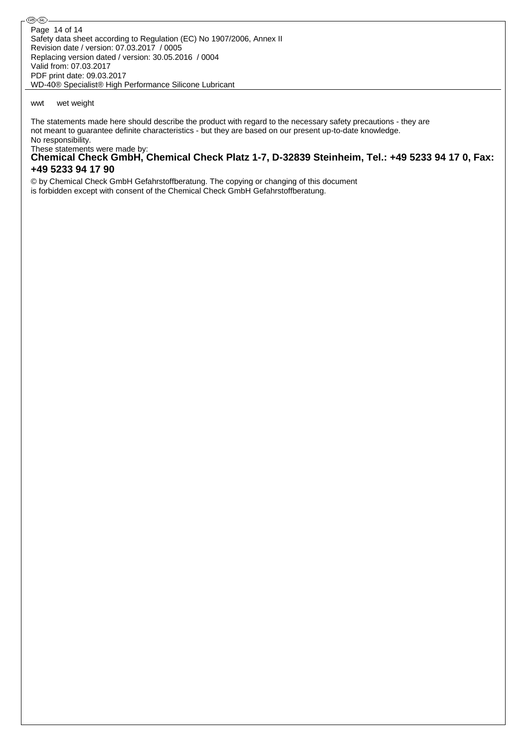wwt wet weight

The statements made here should describe the product with regard to the necessary safety precautions - they are not meant to guarantee definite characteristics - but they are based on our present up-to-date knowledge.
No responsibility.
These statements were made by:

**Chemical Check GmbH, Chemical Check Platz 1-7, D-32839 Steinheim, Tel.: +49 5233 94 17 0, Fax: +49 5233 94 17 90**

© by Chemical Check GmbH Gefahrstoffberatung. The copying or changing of this document is forbidden except with consent of the Chemical Check GmbH Gefahrstoffberatung.